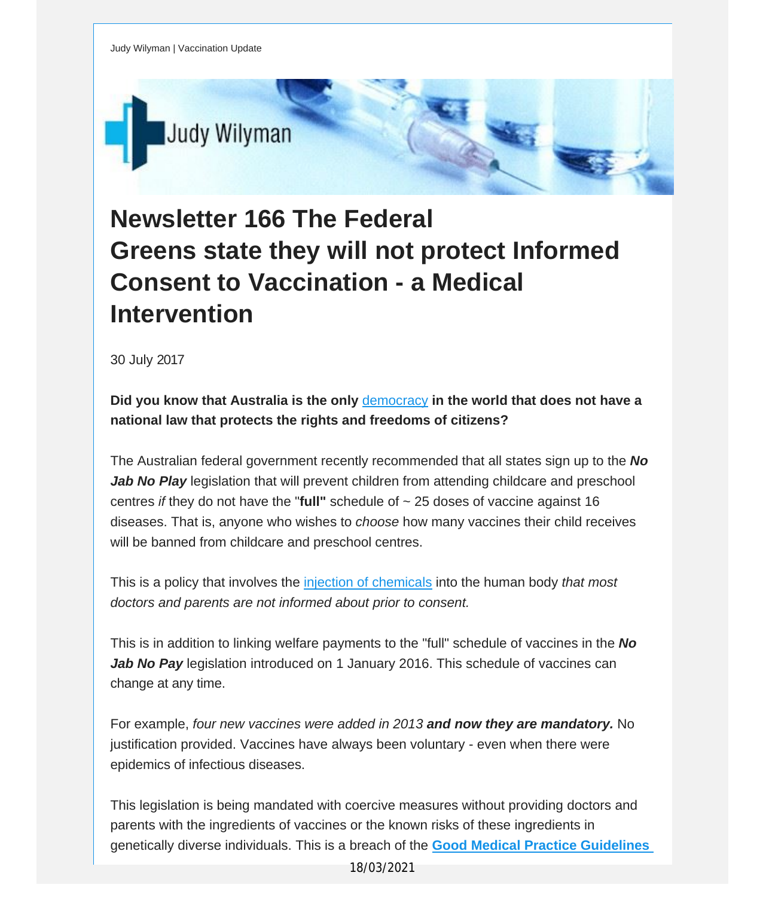Judy Wylman | Vaccination Update

# Newsletter 166 The Federal Greens state they will not protect Informed Consent to Vaccination - a Medical Intervention

30 July 2017

**Did you know that Australia is the only democracy in the world that does not have a national law that protects the rights and freedoms of citizens?**

The Australian federal government recently recommended that all states sign up to the ***No Jab No Play*** legislation that will prevent children from attending childcare and preschool centres *if* they do not have the "**full"** schedule of ~ 25 doses of vaccine against 16 diseases. That is, anyone who wishes to *choose* how many vaccines their child receives will be banned from childcare and preschool centres.

This is a policy that involves the injection of chemicals into the human body *that most doctors and parents are not informed about prior to consent.*

This is in addition to linking welfare payments to the "full" schedule of vaccines in the ***No Jab No Pay*** legislation introduced on 1 January 2016. This schedule of vaccines can change at any time.

For example, *four new vaccines were added in 2013* ***and now they are mandatory.*** No justification provided. Vaccines have always been voluntary - even when there were epidemics of infectious diseases.

This legislation is being mandated with coercive measures without providing doctors and parents with the ingredients of vaccines or the known risks of these ingredients in genetically diverse individuals. This is a breach of the **Good Medical Practice Guidelines**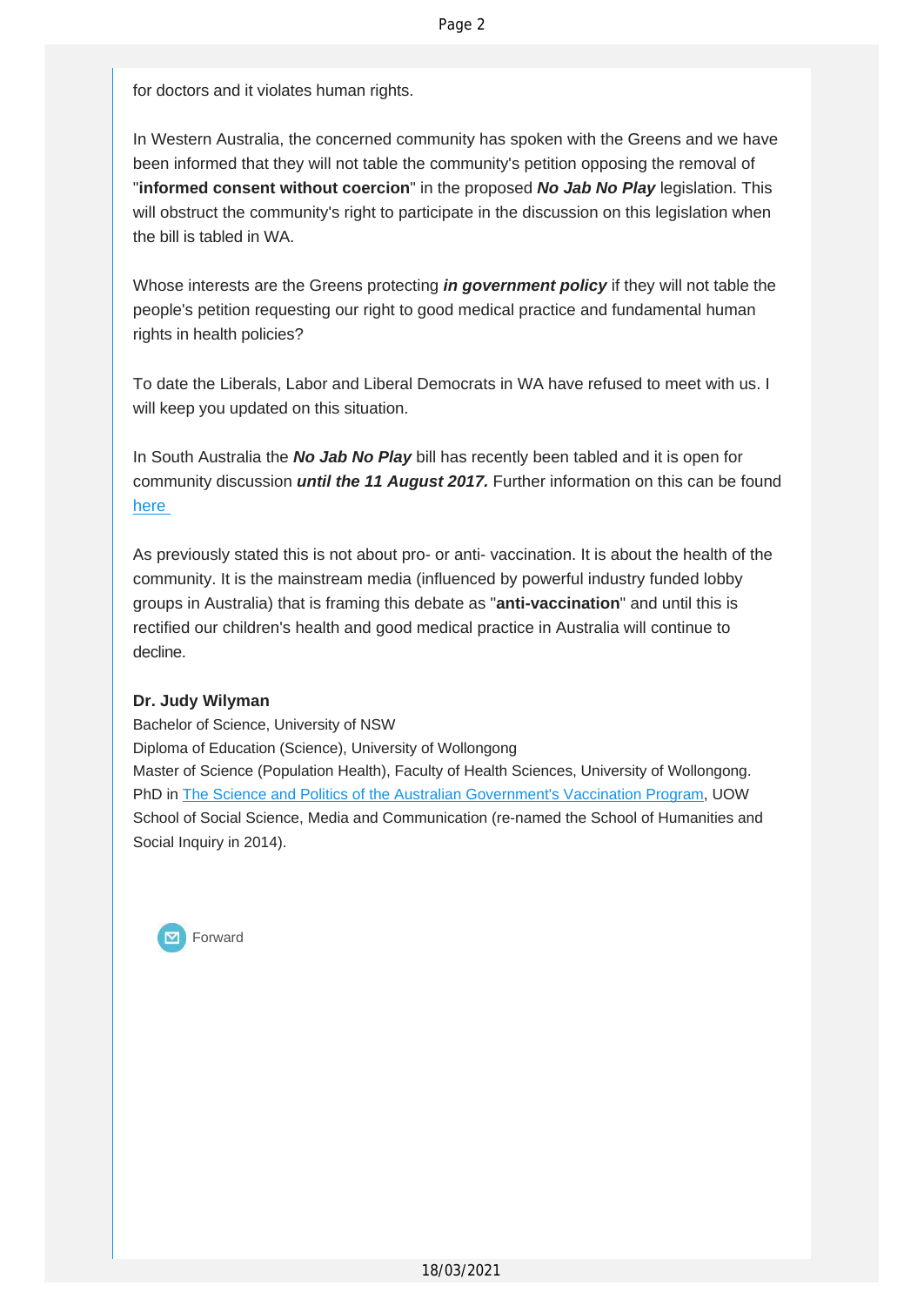for doctors and it violates human rights.

In Western Australia, the concerned community has spoken with the Greens and we have been informed that they will not table the community's petition opposing the removal of "**informed consent without coercion**" in the proposed ***No Jab No Play*** legislation. This will obstruct the community's right to participate in the discussion on this legislation when the bill is tabled in WA.

Whose interests are the Greens protecting ***in government policy*** if they will not table the people's petition requesting our right to good medical practice and fundamental human rights in health policies?

To date the Liberals, Labor and Liberal Democrats in WA have refused to meet with us. I will keep you updated on this situation.

In South Australia the ***No Jab No Play*** bill has recently been tabled and it is open for community discussion ***until the 11 August 2017.*** Further information on this can be found here

As previously stated this is not about pro- or anti- vaccination. It is about the health of the community. It is the mainstream media (influenced by powerful industry funded lobby groups in Australia) that is framing this debate as "**anti-vaccination**" and until this is rectified our children's health and good medical practice in Australia will continue to decline.

**Dr. Judy Wilyman**
Bachelor of Science, University of NSW
Diploma of Education (Science), University of Wollongong
Master of Science (Population Health), Faculty of Health Sciences, University of Wollongong.
PhD in The Science and Politics of the Australian Government's Vaccination Program, UOW School of Social Science, Media and Communication (re-named the School of Humanities and Social Inquiry in 2014).

Forward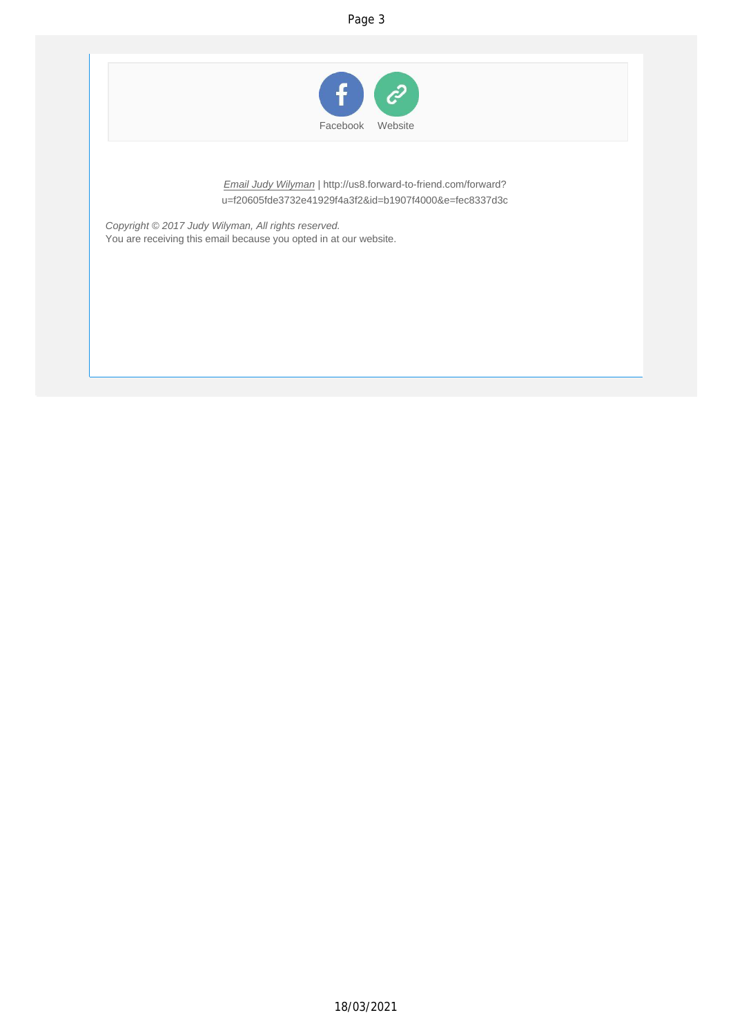Facebook Website

*Email Judy Wilyman* | http://us8.forward-to-friend.com/forward?u=f20605fde3732e41929f4a3f2&id=b1907f4000&e=fec8337d3c

*Copyright © 2017 Judy Wilyman, All rights reserved.*
You are receiving this email because you opted in at our website.